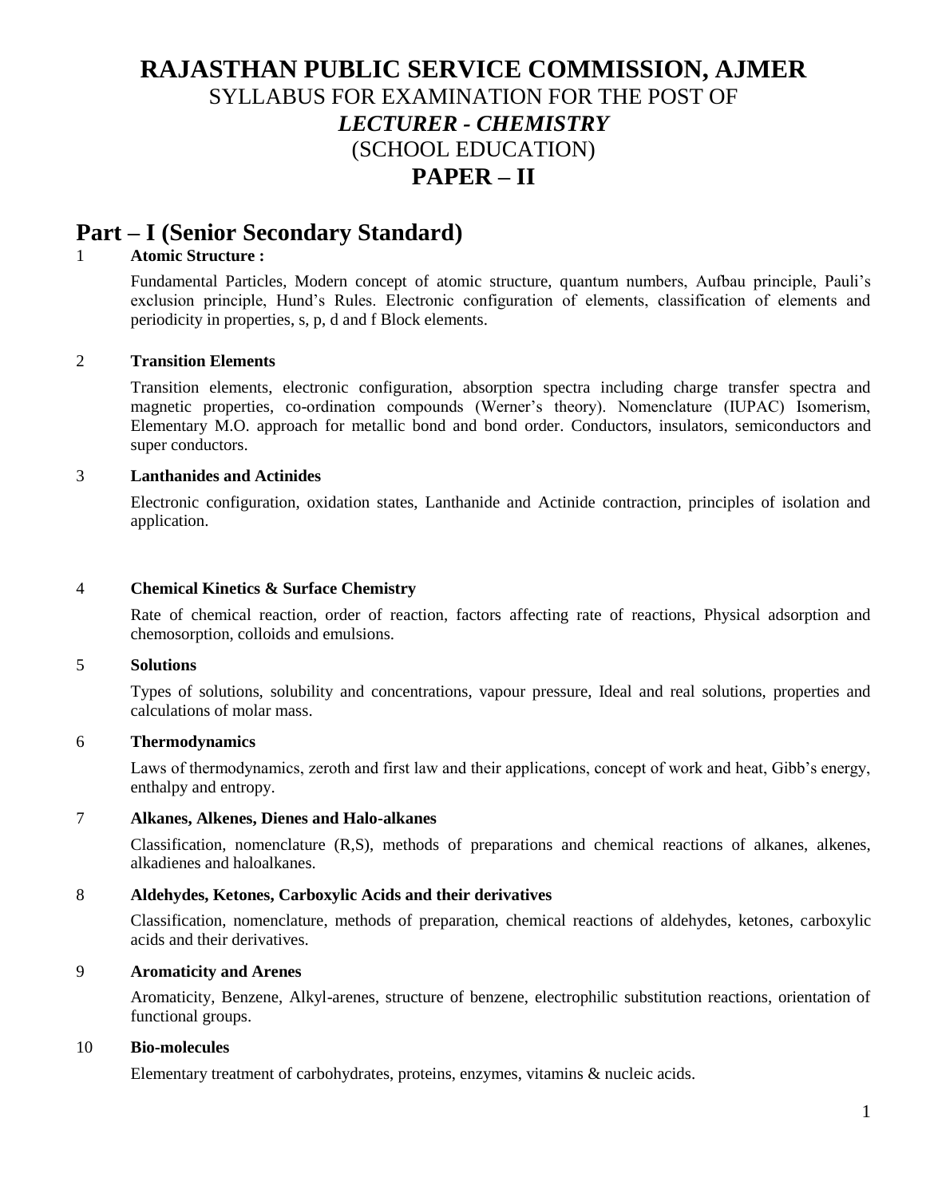# RAJASTHAN PUBLIC SERVICE COMMISSION, AJMER

SYLLABUS FOR EXAMINATION FOR THE POST OF

***LECTURER - CHEMISTRY***

(SCHOOL EDUCATION)

## PAPER – II

## Part – I (Senior Secondary Standard)

1 **Atomic Structure :**

Fundamental Particles, Modern concept of atomic structure, quantum numbers, Aufbau principle, Pauli's exclusion principle, Hund's Rules. Electronic configuration of elements, classification of elements and periodicity in properties, s, p, d and f Block elements.

2 **Transition Elements**

Transition elements, electronic configuration, absorption spectra including charge transfer spectra and magnetic properties, co-ordination compounds (Werner's theory). Nomenclature (IUPAC) Isomerism, Elementary M.O. approach for metallic bond and bond order. Conductors, insulators, semiconductors and super conductors.

3 **Lanthanides and Actinides**

Electronic configuration, oxidation states, Lanthanide and Actinide contraction, principles of isolation and application.

4 **Chemical Kinetics & Surface Chemistry**

Rate of chemical reaction, order of reaction, factors affecting rate of reactions, Physical adsorption and chemosorption, colloids and emulsions.

5 **Solutions**

Types of solutions, solubility and concentrations, vapour pressure, Ideal and real solutions, properties and calculations of molar mass.

6 **Thermodynamics**

Laws of thermodynamics, zeroth and first law and their applications, concept of work and heat, Gibb's energy, enthalpy and entropy.

7 **Alkanes, Alkenes, Dienes and Halo-alkanes**

Classification, nomenclature (R,S), methods of preparations and chemical reactions of alkanes, alkenes, alkadienes and haloalkanes.

8 **Aldehydes, Ketones, Carboxylic Acids and their derivatives**

Classification, nomenclature, methods of preparation, chemical reactions of aldehydes, ketones, carboxylic acids and their derivatives.

9 **Aromaticity and Arenes**

Aromaticity, Benzene, Alkyl-arenes, structure of benzene, electrophilic substitution reactions, orientation of functional groups.

10 **Bio-molecules**

Elementary treatment of carbohydrates, proteins, enzymes, vitamins & nucleic acids.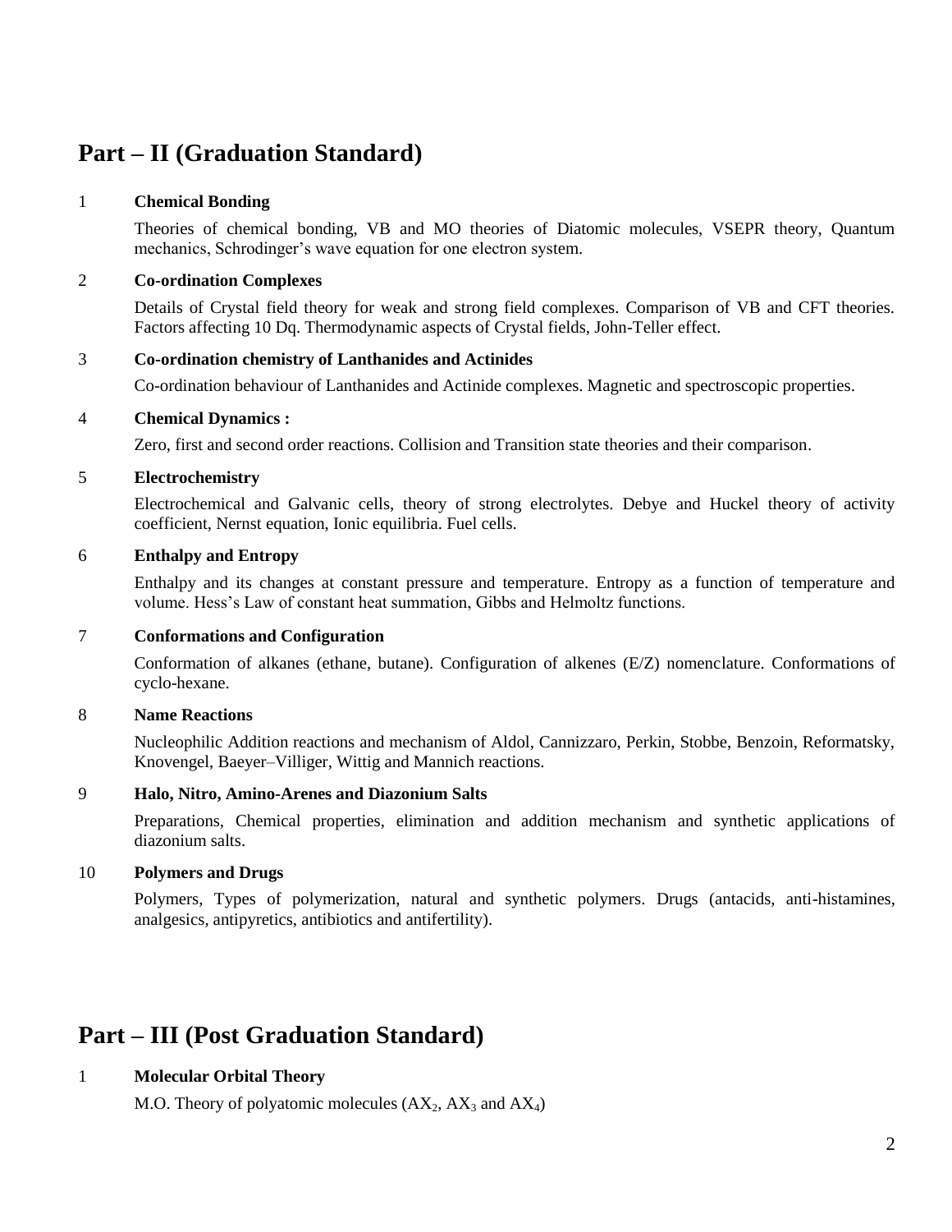## Part – II (Graduation Standard)

1 **Chemical Bonding**

Theories of chemical bonding, VB and MO theories of Diatomic molecules, VSEPR theory, Quantum mechanics, Schrodinger's wave equation for one electron system.

2 **Co-ordination Complexes**

Details of Crystal field theory for weak and strong field complexes. Comparison of VB and CFT theories. Factors affecting 10 Dq. Thermodynamic aspects of Crystal fields, John-Teller effect.

3 **Co-ordination chemistry of Lanthanides and Actinides**

Co-ordination behaviour of Lanthanides and Actinide complexes. Magnetic and spectroscopic properties.

4 **Chemical Dynamics :**

Zero, first and second order reactions. Collision and Transition state theories and their comparison.

5 **Electrochemistry**

Electrochemical and Galvanic cells, theory of strong electrolytes. Debye and Huckel theory of activity coefficient, Nernst equation, Ionic equilibria. Fuel cells.

6 **Enthalpy and Entropy**

Enthalpy and its changes at constant pressure and temperature. Entropy as a function of temperature and volume. Hess's Law of constant heat summation, Gibbs and Helmoltz functions.

7 **Conformations and Configuration**

Conformation of alkanes (ethane, butane). Configuration of alkenes (E/Z) nomenclature. Conformations of cyclo-hexane.

8 **Name Reactions**

Nucleophilic Addition reactions and mechanism of Aldol, Cannizzaro, Perkin, Stobbe, Benzoin, Reformatsky, Knovengel, Baeyer–Villiger, Wittig and Mannich reactions.

9 **Halo, Nitro, Amino-Arenes and Diazonium Salts**

Preparations, Chemical properties, elimination and addition mechanism and synthetic applications of diazonium salts.

10 **Polymers and Drugs**

Polymers, Types of polymerization, natural and synthetic polymers. Drugs (antacids, anti-histamines, analgesics, antipyretics, antibiotics and antifertility).

## Part – III (Post Graduation Standard)

1 **Molecular Orbital Theory**

M.O. Theory of polyatomic molecules ($AX_2$, $AX_3$ and $AX_4$)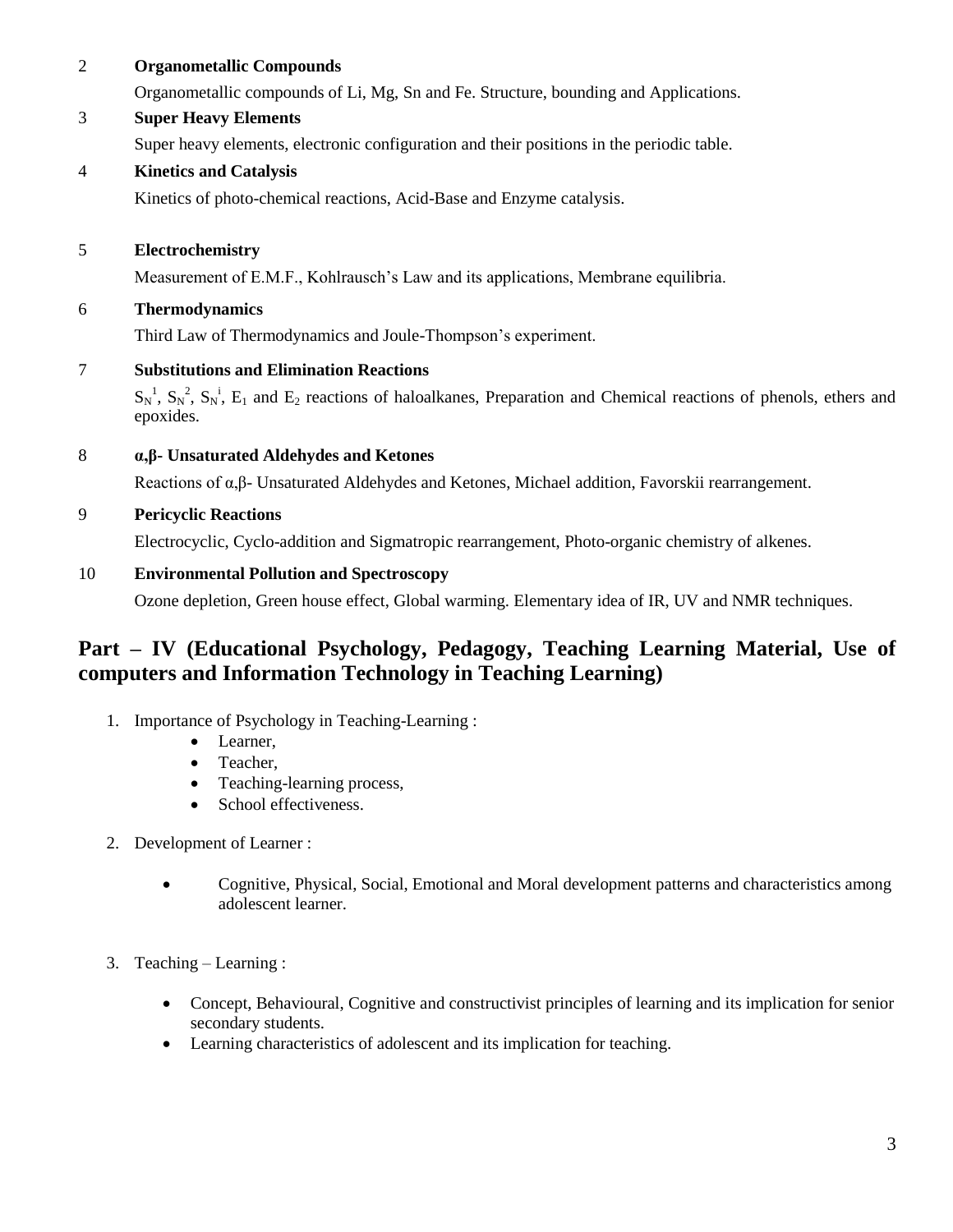2 **Organometallic Compounds**

Organometallic compounds of Li, Mg, Sn and Fe. Structure, bounding and Applications.

3 **Super Heavy Elements**

Super heavy elements, electronic configuration and their positions in the periodic table.

4 **Kinetics and Catalysis**

Kinetics of photo-chemical reactions, Acid-Base and Enzyme catalysis.

5 **Electrochemistry**

Measurement of E.M.F., Kohlrausch's Law and its applications, Membrane equilibria.

6 **Thermodynamics**

Third Law of Thermodynamics and Joule-Thompson's experiment.

7 **Substitutions and Elimination Reactions**

$S_N^1$, $S_N^2$, $S_N^i$, $E_1$ and $E_2$ reactions of haloalkanes, Preparation and Chemical reactions of phenols, ethers and epoxides.

8 **α,β- Unsaturated Aldehydes and Ketones**

Reactions of α,β- Unsaturated Aldehydes and Ketones, Michael addition, Favorskii rearrangement.

9 **Pericyclic Reactions**

Electrocyclic, Cyclo-addition and Sigmatropic rearrangement, Photo-organic chemistry of alkenes.

10 **Environmental Pollution and Spectroscopy**

Ozone depletion, Green house effect, Global warming. Elementary idea of IR, UV and NMR techniques.

## Part – IV (Educational Psychology, Pedagogy, Teaching Learning Material, Use of computers and Information Technology in Teaching Learning)

1. Importance of Psychology in Teaching-Learning :
   - Learner,
   - Teacher,
   - Teaching-learning process,
   - School effectiveness.

2. Development of Learner :
   - Cognitive, Physical, Social, Emotional and Moral development patterns and characteristics among adolescent learner.

3. Teaching – Learning :
   - Concept, Behavioural, Cognitive and constructivist principles of learning and its implication for senior secondary students.
   - Learning characteristics of adolescent and its implication for teaching.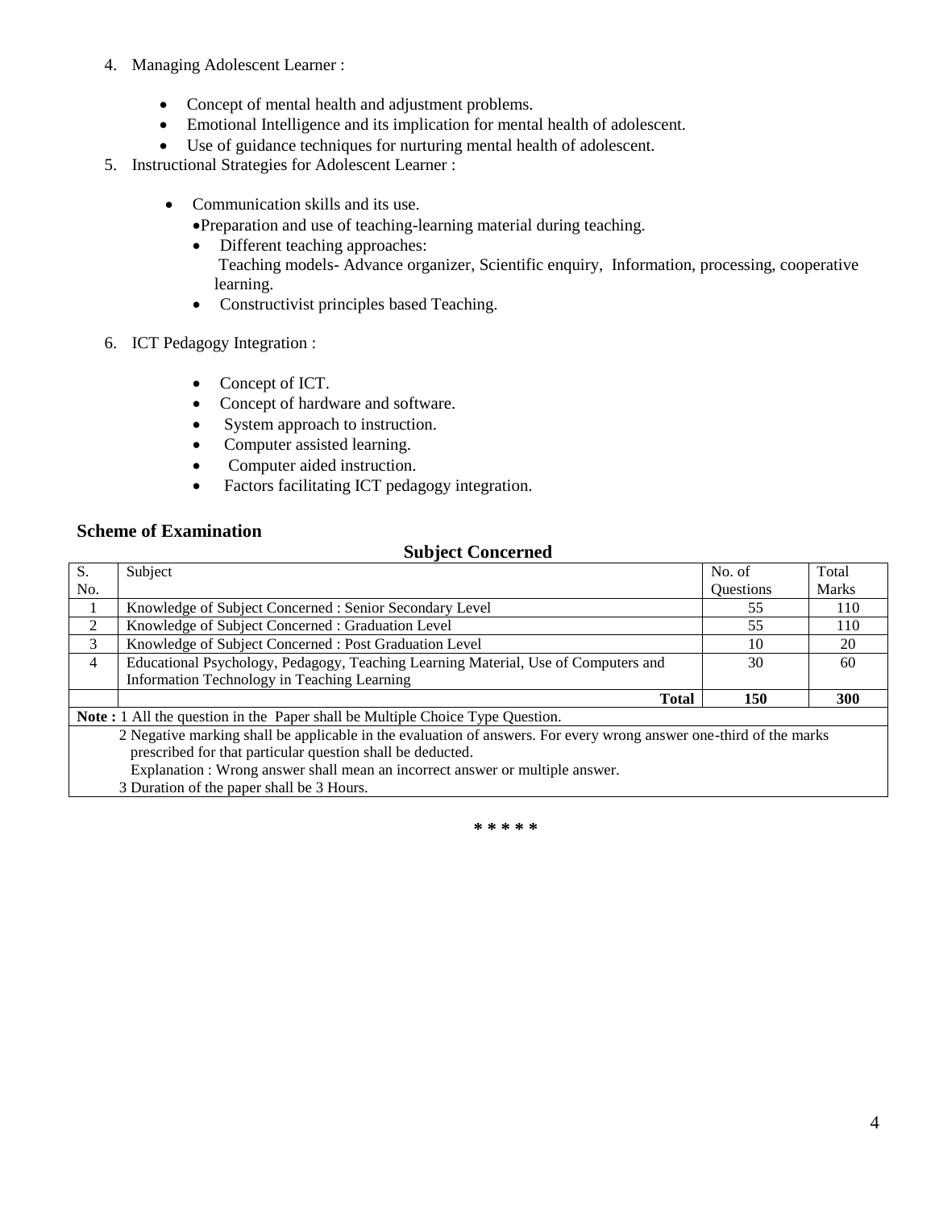4. Managing Adolescent Learner :

   - Concept of mental health and adjustment problems.
   - Emotional Intelligence and its implication for mental health of adolescent.
   - Use of guidance techniques for nurturing mental health of adolescent.

5. Instructional Strategies for Adolescent Learner :

   - Communication skills and its use.
   - Preparation and use of teaching-learning material during teaching.
   - Different teaching approaches:
     Teaching models- Advance organizer, Scientific enquiry, Information, processing, cooperative learning.
   - Constructivist principles based Teaching.

6. ICT Pedagogy Integration :

   - Concept of ICT.
   - Concept of hardware and software.
   - System approach to instruction.
   - Computer assisted learning.
   - Computer aided instruction.
   - Factors facilitating ICT pedagogy integration.

## Scheme of Examination

### Subject Concerned

| S. No. | Subject | No. of Questions | Total Marks |
|---|---|---|---|
| 1 | Knowledge of Subject Concerned : Senior Secondary Level | 55 | 110 |
| 2 | Knowledge of Subject Concerned : Graduation Level | 55 | 110 |
| 3 | Knowledge of Subject Concerned : Post Graduation Level | 10 | 20 |
| 4 | Educational Psychology, Pedagogy, Teaching Learning Material, Use of Computers and Information Technology in Teaching Learning | 30 | 60 |
| | **Total** | **150** | **300** |

**Note :** 1 All the question in the Paper shall be Multiple Choice Type Question.

2 Negative marking shall be applicable in the evaluation of answers. For every wrong answer one-third of the marks prescribed for that particular question shall be deducted.
Explanation : Wrong answer shall mean an incorrect answer or multiple answer.

3 Duration of the paper shall be 3 Hours.

\* \* \* \* \*